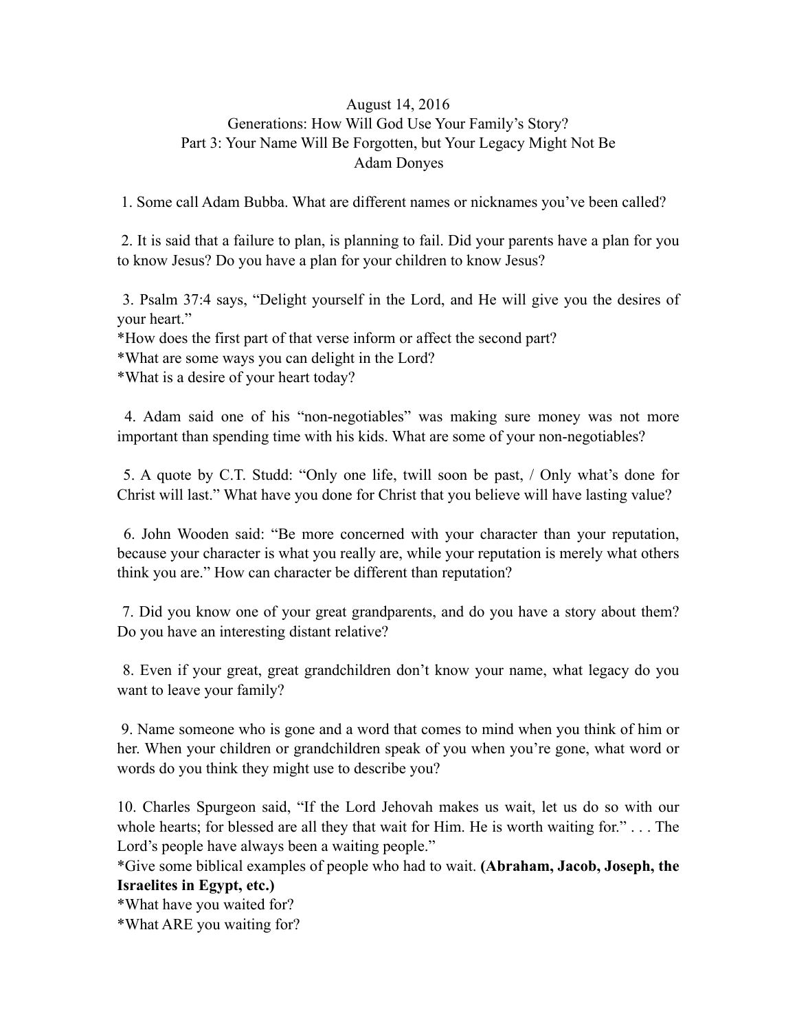August 14, 2016

Generations: How Will God Use Your Family's Story?

Part 3: Your Name Will Be Forgotten, but Your Legacy Might Not Be

Adam Donyes

1. Some call Adam Bubba. What are different names or nicknames you've been called?

2. It is said that a failure to plan, is planning to fail. Did your parents have a plan for you to know Jesus? Do you have a plan for your children to know Jesus?

3. Psalm 37:4 says, "Delight yourself in the Lord, and He will give you the desires of your heart."
*How does the first part of that verse inform or affect the second part?
*What are some ways you can delight in the Lord?
*What is a desire of your heart today?

4. Adam said one of his "non-negotiables" was making sure money was not more important than spending time with his kids. What are some of your non-negotiables?

5. A quote by C.T. Studd: "Only one life, twill soon be past, / Only what's done for Christ will last." What have you done for Christ that you believe will have lasting value?

6. John Wooden said: "Be more concerned with your character than your reputation, because your character is what you really are, while your reputation is merely what others think you are." How can character be different than reputation?

7. Did you know one of your great grandparents, and do you have a story about them? Do you have an interesting distant relative?

8. Even if your great, great grandchildren don't know your name, what legacy do you want to leave your family?

9. Name someone who is gone and a word that comes to mind when you think of him or her. When your children or grandchildren speak of you when you're gone, what word or words do you think they might use to describe you?

10. Charles Spurgeon said, "If the Lord Jehovah makes us wait, let us do so with our whole hearts; for blessed are all they that wait for Him. He is worth waiting for." . . . The Lord's people have always been a waiting people."
*Give some biblical examples of people who had to wait. **(Abraham, Jacob, Joseph, the Israelites in Egypt, etc.)**
*What have you waited for?
*What ARE you waiting for?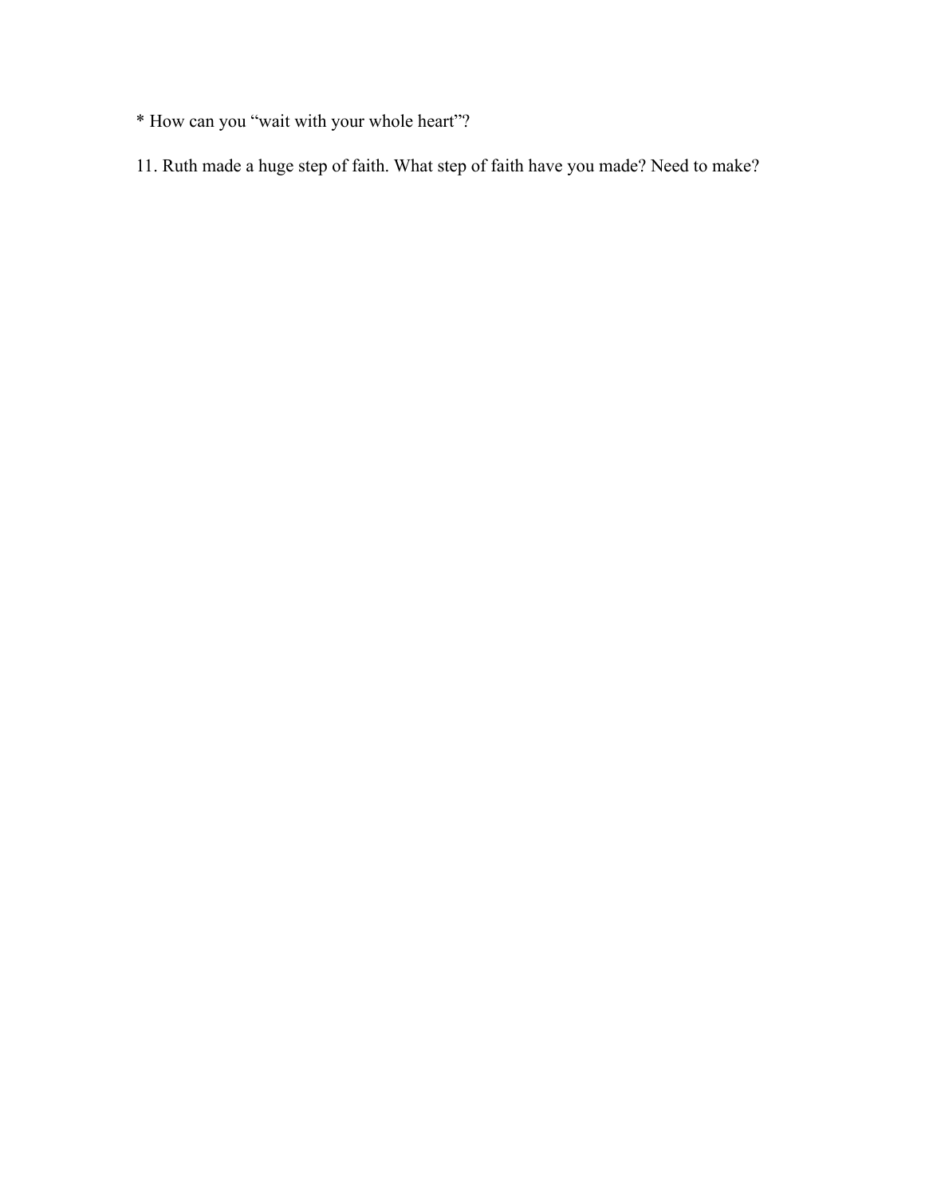* How can you “wait with your whole heart”?

11. Ruth made a huge step of faith. What step of faith have you made? Need to make?